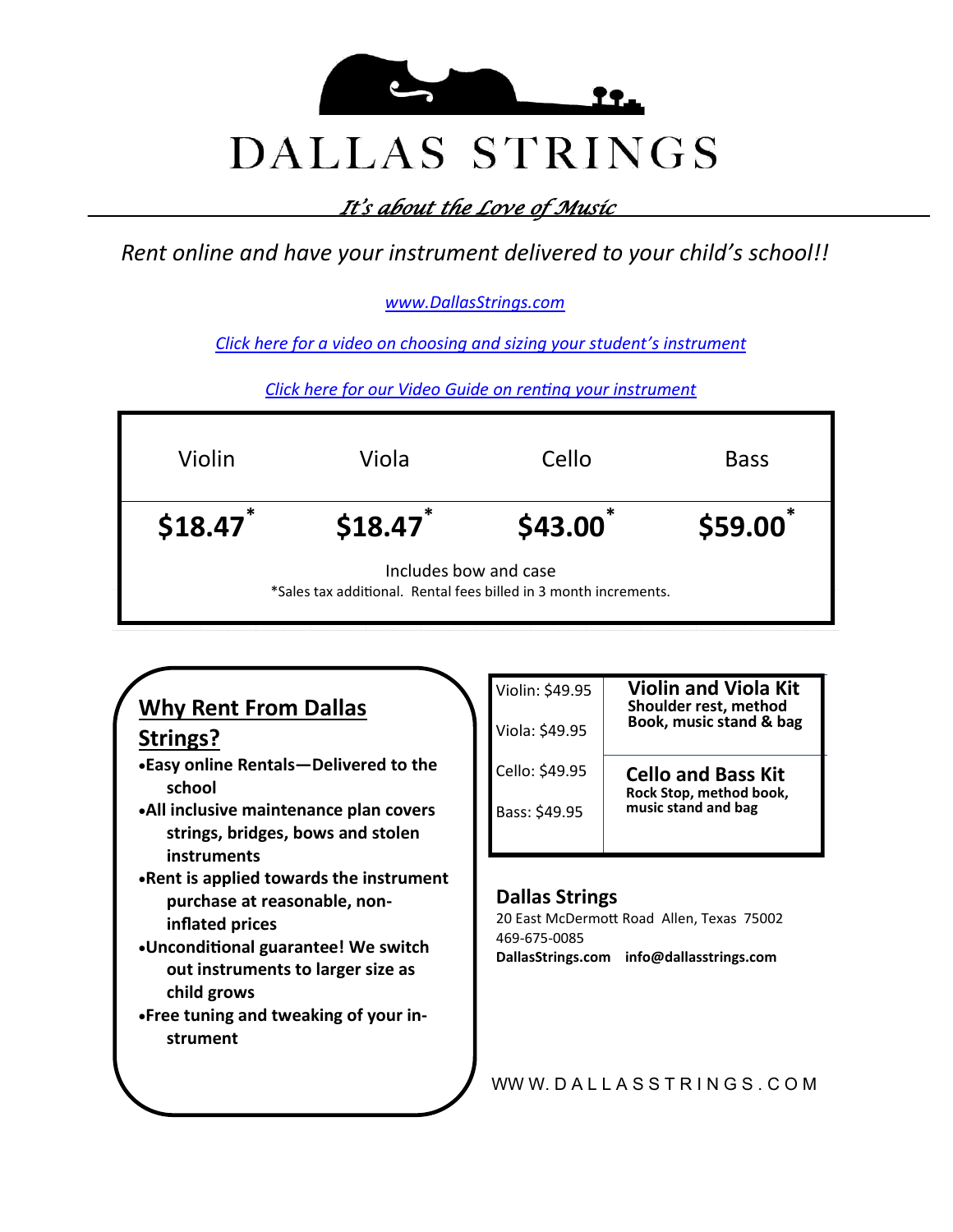# DALLAS STRINGS

*It's about the Love of Music*

*Rent online and have your instrument delivered to your child's school!!*

[www.DallasStrings.com](http://www.DallasStrings.com)

[Click here for a video on choosing and sizing your student's instrument]()

[Click here for our Video Guide on renting your instrument]()

| Violin | Viola | Cello | Bass |
|---|---|---|---|
| **$18.47*** | **$18.47*** | **$43.00*** | **$59.00*** |

Includes bow and case

*Sales tax additional. Rental fees billed in 3 month increments.

## Why Rent From Dallas Strings?

- **Easy online Rentals—Delivered to the school**
- **All inclusive maintenance plan covers strings, bridges, bows and stolen instruments**
- **Rent is applied towards the instrument purchase at reasonable, non-inflated prices**
- **Unconditional guarantee! We switch out instruments to larger size as child grows**
- **Free tuning and tweaking of your instrument**

| Prices | Kit |
|---|---|
| Violin: $49.95<br>Viola: $49.95 | **Violin and Viola Kit**<br>**Shoulder rest, method Book, music stand & bag** |
| Cello: $49.95<br>Bass: $49.95 | **Cello and Bass Kit**<br>**Rock Stop, method book, music stand and bag** |

**Dallas Strings**

20 East McDermott Road Allen, Texas 75002

469-675-0085

**DallasStrings.com info@dallasstrings.com**

WWW.DALLASSTRINGS.COM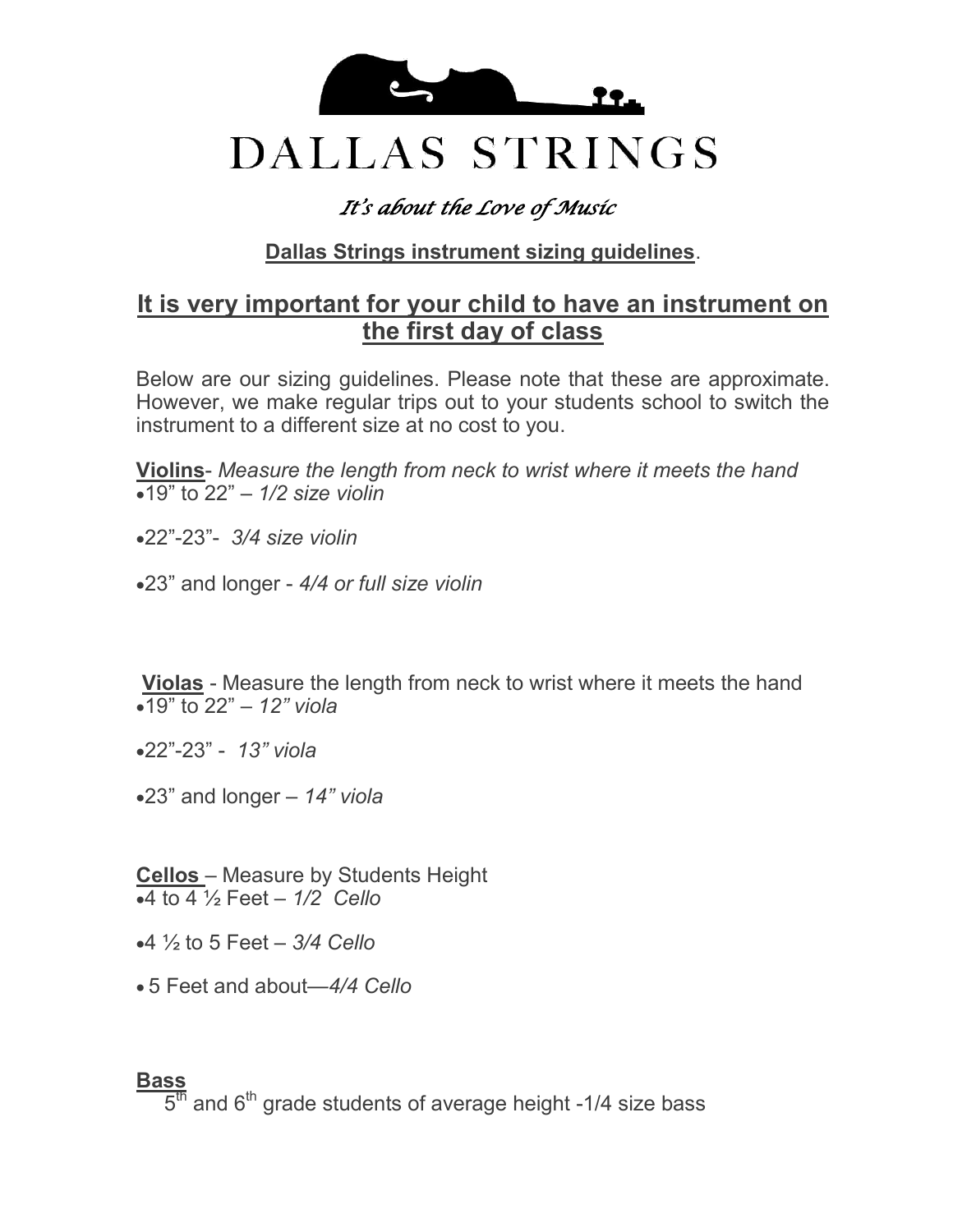# DALLAS STRINGS

*It's about the Love of Music*

**Dallas Strings instrument sizing guidelines**.

## It is very important for your child to have an instrument on the first day of class

Below are our sizing guidelines. Please note that these are approximate. However, we make regular trips out to your students school to switch the instrument to a different size at no cost to you.

**Violins**- *Measure the length from neck to wrist where it meets the hand*

- 19" to 22" – *1/2 size violin*
- 22"-23"- *3/4 size violin*
- 23" and longer - *4/4 or full size violin*

**Violas** - Measure the length from neck to wrist where it meets the hand

- 19" to 22" – *12" viola*
- 22"-23" - *13" viola*
- 23" and longer – *14" viola*

**Cellos** – Measure by Students Height

- 4 to 4 ½ Feet – *1/2 Cello*
- 4 ½ to 5 Feet – *3/4 Cello*
- 5 Feet and about—*4/4 Cello*

**Bass**

5th and 6th grade students of average height -1/4 size bass